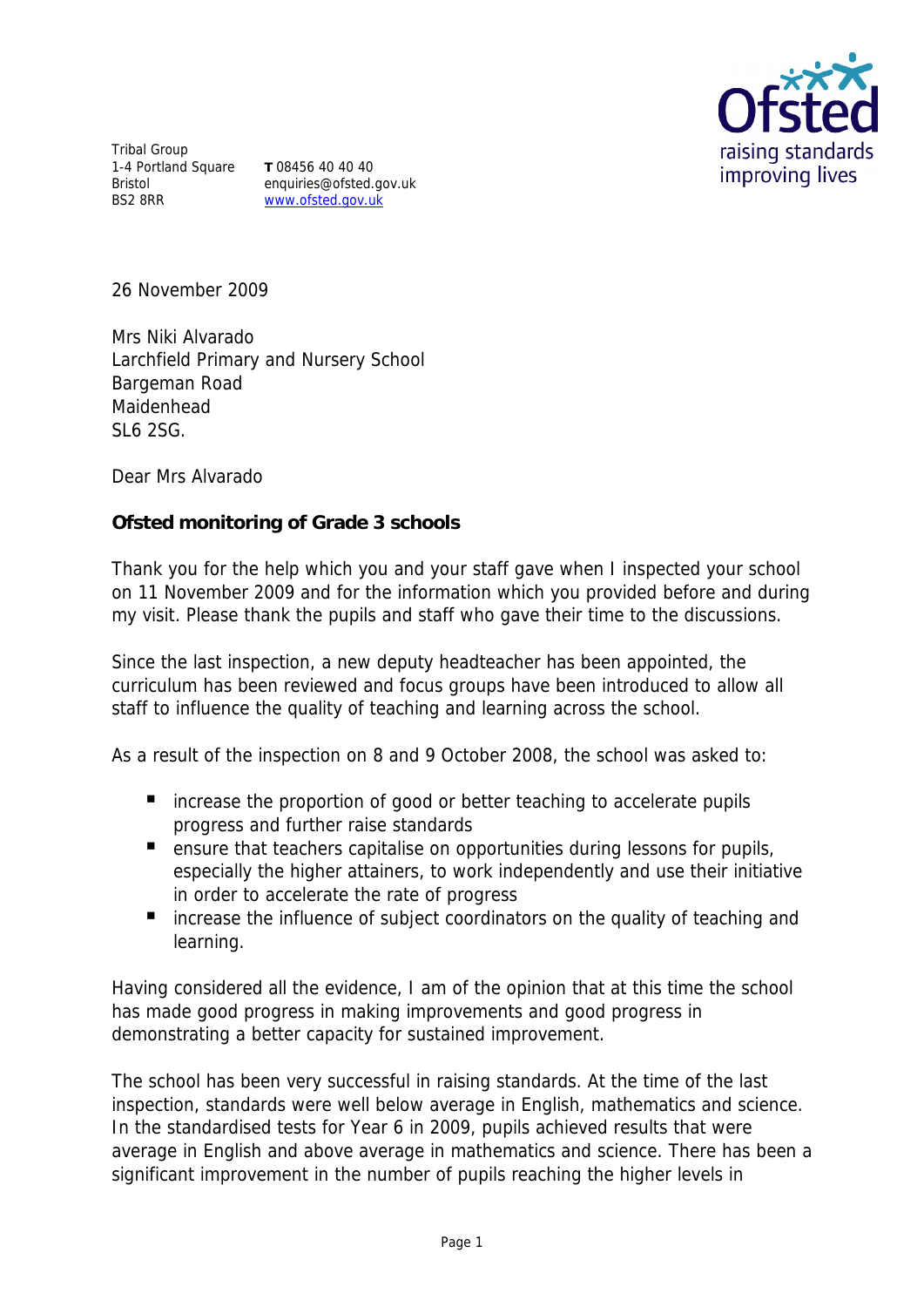Tribal Group
1-4 Portland Square
Bristol
BS2 8RR

**T** 08456 40 40 40
enquiries@ofsted.gov.uk
www.ofsted.gov.uk

26 November 2009

Mrs Niki Alvarado
Larchfield Primary and Nursery School
Bargeman Road
Maidenhead
SL6 2SG.

Dear Mrs Alvarado

**Ofsted monitoring of Grade 3 schools**

Thank you for the help which you and your staff gave when I inspected your school on 11 November 2009 and for the information which you provided before and during my visit. Please thank the pupils and staff who gave their time to the discussions.

Since the last inspection, a new deputy headteacher has been appointed, the curriculum has been reviewed and focus groups have been introduced to allow all staff to influence the quality of teaching and learning across the school.

As a result of the inspection on 8 and 9 October 2008, the school was asked to:

- increase the proportion of good or better teaching to accelerate pupils progress and further raise standards
- ensure that teachers capitalise on opportunities during lessons for pupils, especially the higher attainers, to work independently and use their initiative in order to accelerate the rate of progress
- increase the influence of subject coordinators on the quality of teaching and learning.

Having considered all the evidence, I am of the opinion that at this time the school has made good progress in making improvements and good progress in demonstrating a better capacity for sustained improvement.

The school has been very successful in raising standards. At the time of the last inspection, standards were well below average in English, mathematics and science. In the standardised tests for Year 6 in 2009, pupils achieved results that were average in English and above average in mathematics and science. There has been a significant improvement in the number of pupils reaching the higher levels in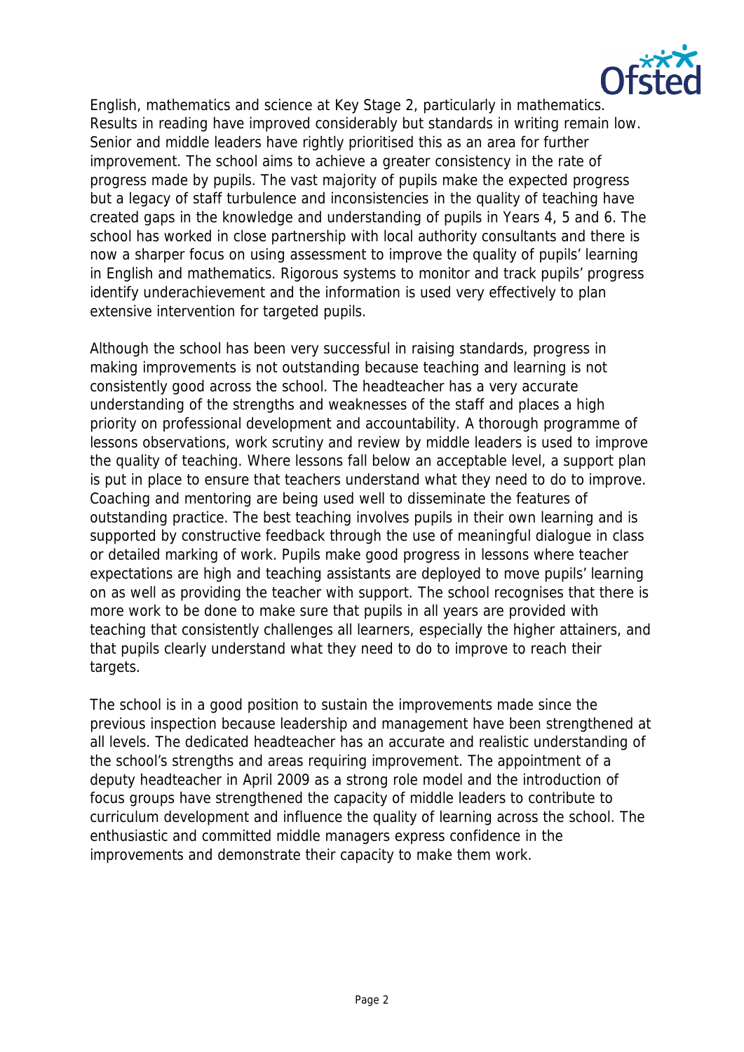English, mathematics and science at Key Stage 2, particularly in mathematics. Results in reading have improved considerably but standards in writing remain low. Senior and middle leaders have rightly prioritised this as an area for further improvement. The school aims to achieve a greater consistency in the rate of progress made by pupils. The vast majority of pupils make the expected progress but a legacy of staff turbulence and inconsistencies in the quality of teaching have created gaps in the knowledge and understanding of pupils in Years 4, 5 and 6. The school has worked in close partnership with local authority consultants and there is now a sharper focus on using assessment to improve the quality of pupils' learning in English and mathematics. Rigorous systems to monitor and track pupils' progress identify underachievement and the information is used very effectively to plan extensive intervention for targeted pupils.

Although the school has been very successful in raising standards, progress in making improvements is not outstanding because teaching and learning is not consistently good across the school. The headteacher has a very accurate understanding of the strengths and weaknesses of the staff and places a high priority on professional development and accountability. A thorough programme of lessons observations, work scrutiny and review by middle leaders is used to improve the quality of teaching. Where lessons fall below an acceptable level, a support plan is put in place to ensure that teachers understand what they need to do to improve. Coaching and mentoring are being used well to disseminate the features of outstanding practice. The best teaching involves pupils in their own learning and is supported by constructive feedback through the use of meaningful dialogue in class or detailed marking of work. Pupils make good progress in lessons where teacher expectations are high and teaching assistants are deployed to move pupils' learning on as well as providing the teacher with support. The school recognises that there is more work to be done to make sure that pupils in all years are provided with teaching that consistently challenges all learners, especially the higher attainers, and that pupils clearly understand what they need to do to improve to reach their targets.

The school is in a good position to sustain the improvements made since the previous inspection because leadership and management have been strengthened at all levels. The dedicated headteacher has an accurate and realistic understanding of the school's strengths and areas requiring improvement. The appointment of a deputy headteacher in April 2009 as a strong role model and the introduction of focus groups have strengthened the capacity of middle leaders to contribute to curriculum development and influence the quality of learning across the school. The enthusiastic and committed middle managers express confidence in the improvements and demonstrate their capacity to make them work.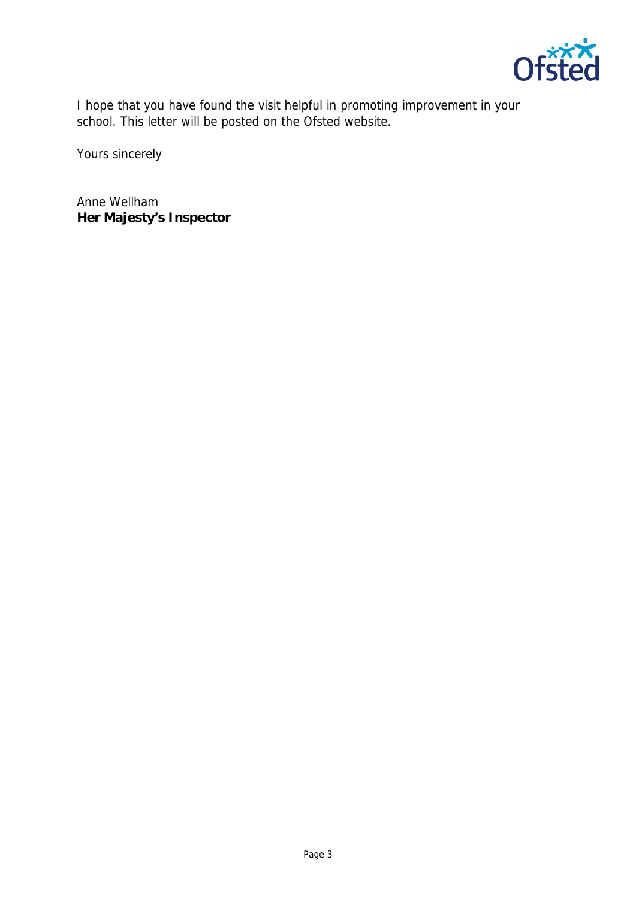I hope that you have found the visit helpful in promoting improvement in your school. This letter will be posted on the Ofsted website.

Yours sincerely

Anne Wellham
**Her Majesty's Inspector**